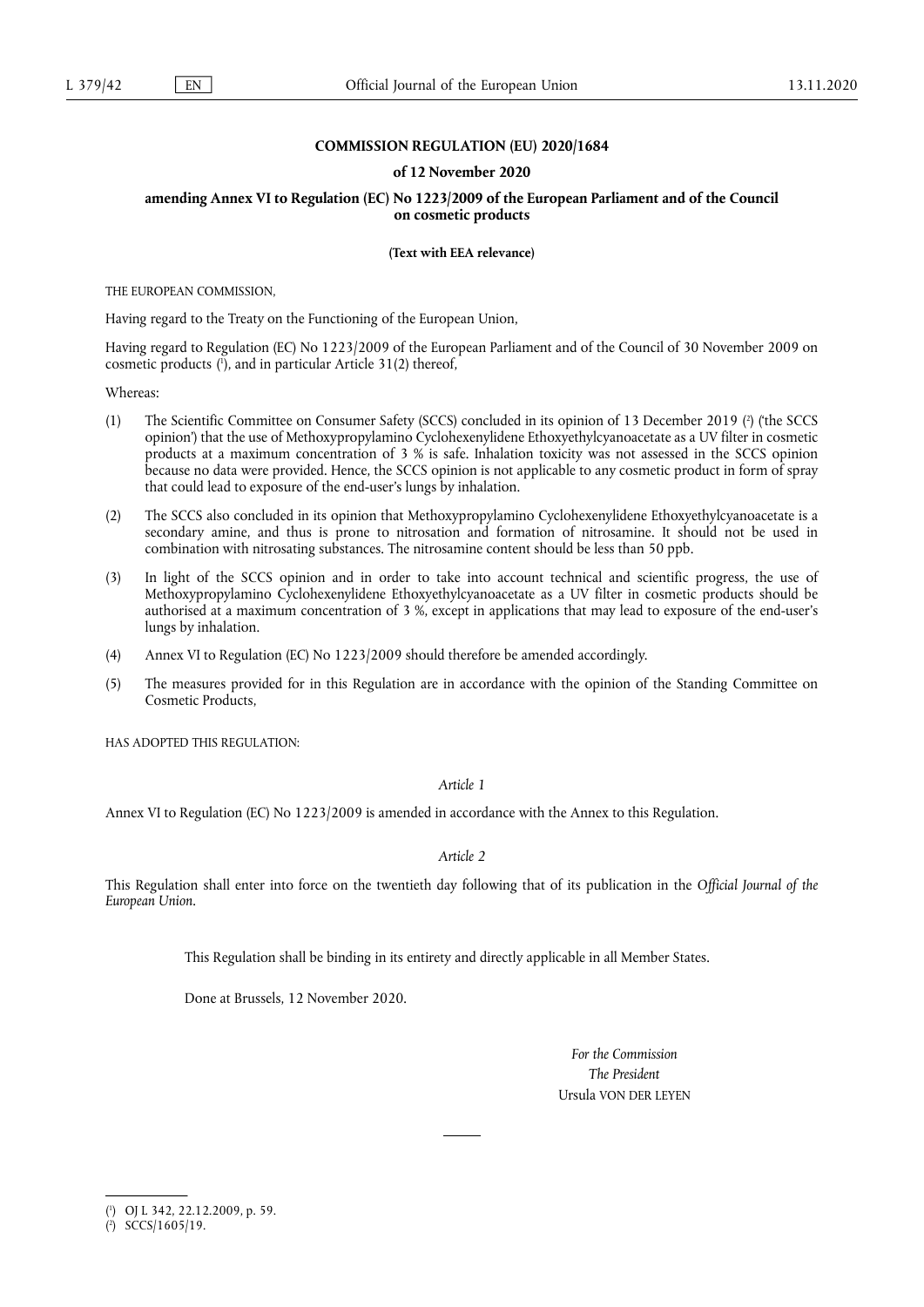**COMMISSION REGULATION (EU) 2020/1684**

**of 12 November 2020**

**amending Annex VI to Regulation (EC) No 1223/2009 of the European Parliament and of the Council on cosmetic products**

**(Text with EEA relevance)**

THE EUROPEAN COMMISSION,

Having regard to the Treaty on the Functioning of the European Union,

Having regard to Regulation (EC) No 1223/2009 of the European Parliament and of the Council of 30 November 2009 on cosmetic products [1], and in particular Article 31(2) thereof,

Whereas:

(1) The Scientific Committee on Consumer Safety (SCCS) concluded in its opinion of 13 December 2019 [2] ('the SCCS opinion') that the use of Methoxypropylamino Cyclohexenylidene Ethoxyethylcyanoacetate as a UV filter in cosmetic products at a maximum concentration of 3 % is safe. Inhalation toxicity was not assessed in the SCCS opinion because no data were provided. Hence, the SCCS opinion is not applicable to any cosmetic product in form of spray that could lead to exposure of the end-user's lungs by inhalation.

(2) The SCCS also concluded in its opinion that Methoxypropylamino Cyclohexenylidene Ethoxyethylcyanoacetate is a secondary amine, and thus is prone to nitrosation and formation of nitrosamine. It should not be used in combination with nitrosating substances. The nitrosamine content should be less than 50 ppb.

(3) In light of the SCCS opinion and in order to take into account technical and scientific progress, the use of Methoxypropylamino Cyclohexenylidene Ethoxyethylcyanoacetate as a UV filter in cosmetic products should be authorised at a maximum concentration of 3 %, except in applications that may lead to exposure of the end-user's lungs by inhalation.

(4) Annex VI to Regulation (EC) No 1223/2009 should therefore be amended accordingly.

(5) The measures provided for in this Regulation are in accordance with the opinion of the Standing Committee on Cosmetic Products,

HAS ADOPTED THIS REGULATION:

*Article 1*

Annex VI to Regulation (EC) No 1223/2009 is amended in accordance with the Annex to this Regulation.

*Article 2*

This Regulation shall enter into force on the twentieth day following that of its publication in the *Official Journal of the European Union*.

This Regulation shall be binding in its entirety and directly applicable in all Member States.

Done at Brussels, 12 November 2020.

*For the Commission*

*The President*

Ursula VON DER LEYEN

---

[1] OJ L 342, 22.12.2009, p. 59.

[2] SCCS/1605/19.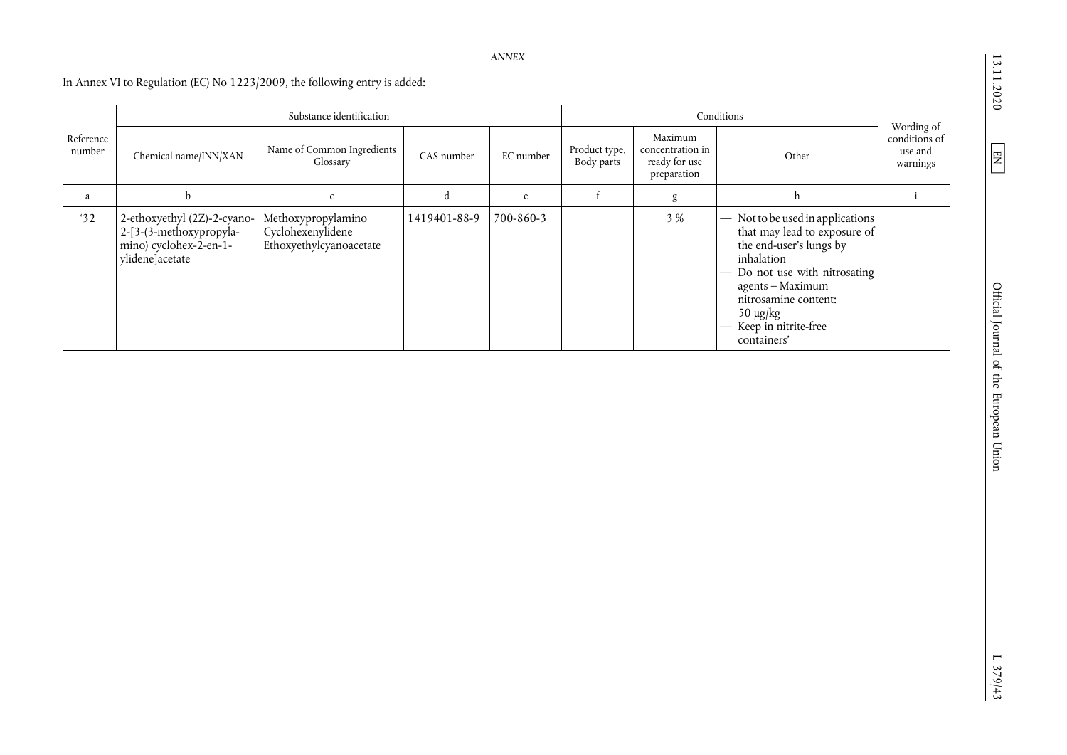*ANNEX*

In Annex VI to Regulation (EC) No 1223/2009, the following entry is added:

| Reference number | Substance identification | | | | Conditions | | | Wording of conditions of use and warnings |
|---|---|---|---|---|---|---|---|---|
| | Chemical name/INN/XAN | Name of Common Ingredients Glossary | CAS number | EC number | Product type, Body parts | Maximum concentration in ready for use preparation | Other | |
| a | b | c | d | e | f | g | h | i |
| '32 | 2-ethoxyethyl (2Z)-2-cyano-2-[3-(3-methoxypropylamino) cyclohex-2-en-1-ylidene]acetate | Methoxypropylamino Cyclohexenylidene Ethoxyethylcyanoacetate | 1419401-88-9 | 700-860-3 | | 3 % | — Not to be used in applications that may lead to exposure of the end-user's lungs by inhalation<br>— Do not use with nitrosating agents – Maximum nitrosamine content: 50 μg/kg<br>— Keep in nitrite-free containers' | |